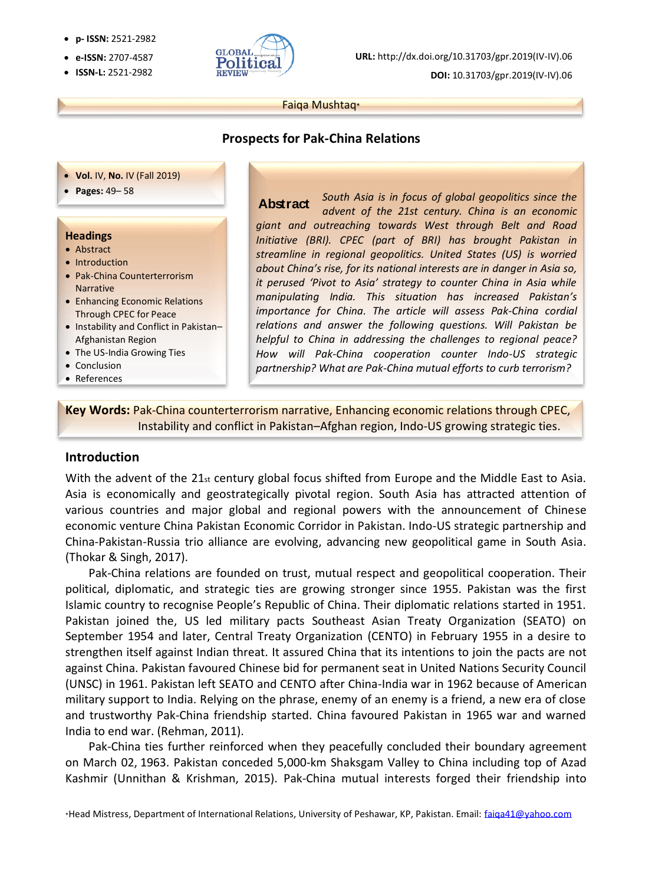- **p- ISSN:** 2521-2982
- **e-ISSN:** 2707-4587
- **ISSN-L:** 2521-2982

**URL:** http://dx.doi.org/10.31703/gpr.2019(IV-IV).06

**DOI:** 10.31703/gpr.2019(IV-IV).06

Faiqa Mushtaq*

# Prospects for Pak-China Relations

- **Vol.** IV, **No.** IV (Fall 2019)
- **Pages:** 49– 58

**Headings**

- Abstract
- Introduction
- Pak-China Counterterrorism Narrative
- Enhancing Economic Relations Through CPEC for Peace
- Instability and Conflict in Pakistan–Afghanistan Region
- The US-India Growing Ties
- Conclusion
- References

## Abstract

*South Asia is in focus of global geopolitics since the advent of the 21st century. China is an economic giant and outreaching towards West through Belt and Road Initiative (BRI). CPEC (part of BRI) has brought Pakistan in streamline in regional geopolitics. United States (US) is worried about China's rise, for its national interests are in danger in Asia so, it perused 'Pivot to Asia' strategy to counter China in Asia while manipulating India. This situation has increased Pakistan's importance for China. The article will assess Pak-China cordial relations and answer the following questions. Will Pakistan be helpful to China in addressing the challenges to regional peace? How will Pak-China cooperation counter Indo-US strategic partnership? What are Pak-China mutual efforts to curb terrorism?*

**Key Words:** Pak-China counterterrorism narrative, Enhancing economic relations through CPEC, Instability and conflict in Pakistan–Afghan region, Indo-US growing strategic ties.

## Introduction

With the advent of the 21st century global focus shifted from Europe and the Middle East to Asia. Asia is economically and geostrategically pivotal region. South Asia has attracted attention of various countries and major global and regional powers with the announcement of Chinese economic venture China Pakistan Economic Corridor in Pakistan. Indo-US strategic partnership and China-Pakistan-Russia trio alliance are evolving, advancing new geopolitical game in South Asia. (Thokar & Singh, 2017).

Pak-China relations are founded on trust, mutual respect and geopolitical cooperation. Their political, diplomatic, and strategic ties are growing stronger since 1955. Pakistan was the first Islamic country to recognise People's Republic of China. Their diplomatic relations started in 1951. Pakistan joined the, US led military pacts Southeast Asian Treaty Organization (SEATO) on September 1954 and later, Central Treaty Organization (CENTO) in February 1955 in a desire to strengthen itself against Indian threat. It assured China that its intentions to join the pacts are not against China. Pakistan favoured Chinese bid for permanent seat in United Nations Security Council (UNSC) in 1961. Pakistan left SEATO and CENTO after China-India war in 1962 because of American military support to India. Relying on the phrase, enemy of an enemy is a friend, a new era of close and trustworthy Pak-China friendship started. China favoured Pakistan in 1965 war and warned India to end war. (Rehman, 2011).

Pak-China ties further reinforced when they peacefully concluded their boundary agreement on March 02, 1963. Pakistan conceded 5,000-km Shaksgam Valley to China including top of Azad Kashmir (Unnithan & Krishman, 2015). Pak-China mutual interests forged their friendship into

*Head Mistress, Department of International Relations, University of Peshawar, KP, Pakistan. Email: faiqa41@yahoo.com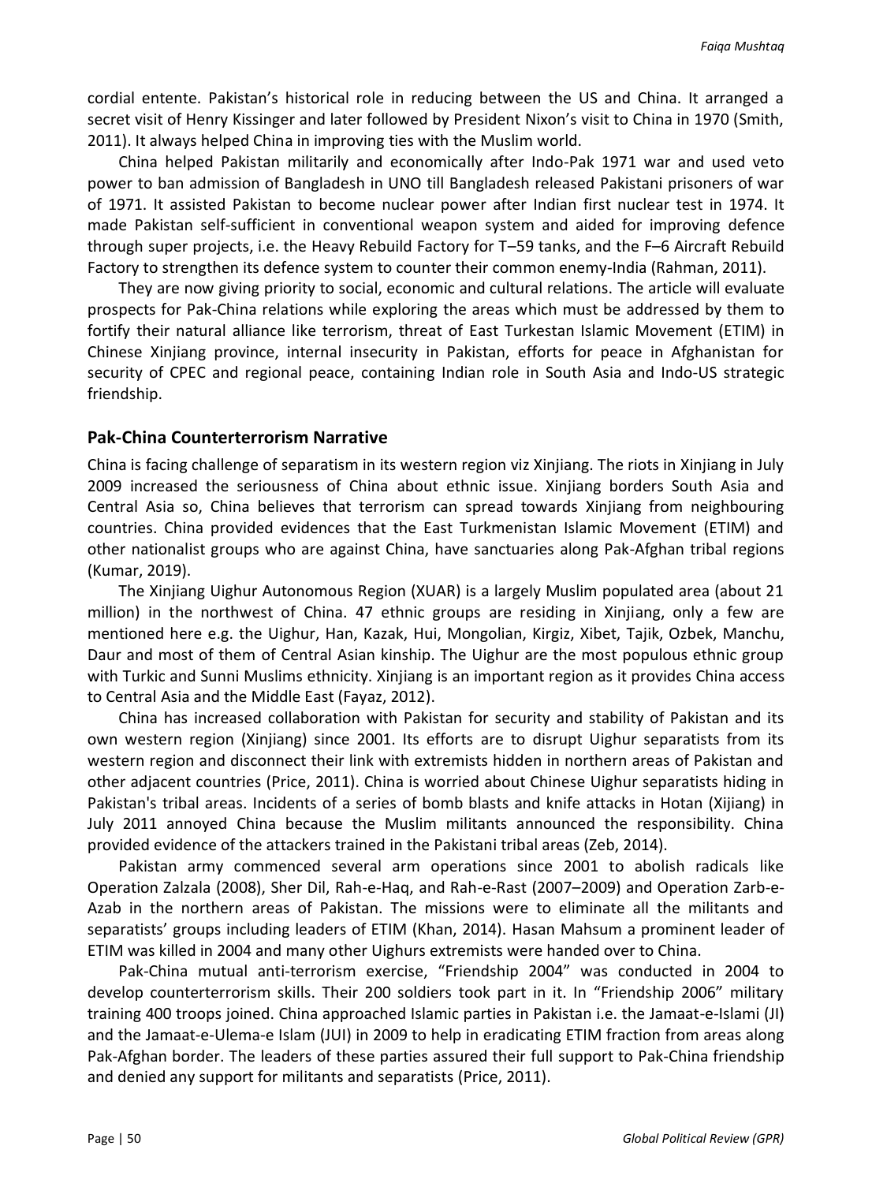cordial entente. Pakistan's historical role in reducing between the US and China. It arranged a secret visit of Henry Kissinger and later followed by President Nixon's visit to China in 1970 (Smith, 2011). It always helped China in improving ties with the Muslim world.

China helped Pakistan militarily and economically after Indo-Pak 1971 war and used veto power to ban admission of Bangladesh in UNO till Bangladesh released Pakistani prisoners of war of 1971. It assisted Pakistan to become nuclear power after Indian first nuclear test in 1974. It made Pakistan self-sufficient in conventional weapon system and aided for improving defence through super projects, i.e. the Heavy Rebuild Factory for T–59 tanks, and the F–6 Aircraft Rebuild Factory to strengthen its defence system to counter their common enemy-India (Rahman, 2011).

They are now giving priority to social, economic and cultural relations. The article will evaluate prospects for Pak-China relations while exploring the areas which must be addressed by them to fortify their natural alliance like terrorism, threat of East Turkestan Islamic Movement (ETIM) in Chinese Xinjiang province, internal insecurity in Pakistan, efforts for peace in Afghanistan for security of CPEC and regional peace, containing Indian role in South Asia and Indo-US strategic friendship.

## Pak-China Counterterrorism Narrative

China is facing challenge of separatism in its western region viz Xinjiang. The riots in Xinjiang in July 2009 increased the seriousness of China about ethnic issue. Xinjiang borders South Asia and Central Asia so, China believes that terrorism can spread towards Xinjiang from neighbouring countries. China provided evidences that the East Turkmenistan Islamic Movement (ETIM) and other nationalist groups who are against China, have sanctuaries along Pak-Afghan tribal regions (Kumar, 2019).

The Xinjiang Uighur Autonomous Region (XUAR) is a largely Muslim populated area (about 21 million) in the northwest of China. 47 ethnic groups are residing in Xinjiang, only a few are mentioned here e.g. the Uighur, Han, Kazak, Hui, Mongolian, Kirgiz, Xibet, Tajik, Ozbek, Manchu, Daur and most of them of Central Asian kinship. The Uighur are the most populous ethnic group with Turkic and Sunni Muslims ethnicity. Xinjiang is an important region as it provides China access to Central Asia and the Middle East (Fayaz, 2012).

China has increased collaboration with Pakistan for security and stability of Pakistan and its own western region (Xinjiang) since 2001. Its efforts are to disrupt Uighur separatists from its western region and disconnect their link with extremists hidden in northern areas of Pakistan and other adjacent countries (Price, 2011). China is worried about Chinese Uighur separatists hiding in Pakistan's tribal areas. Incidents of a series of bomb blasts and knife attacks in Hotan (Xijiang) in July 2011 annoyed China because the Muslim militants announced the responsibility. China provided evidence of the attackers trained in the Pakistani tribal areas (Zeb, 2014).

Pakistan army commenced several arm operations since 2001 to abolish radicals like Operation Zalzala (2008), Sher Dil, Rah-e-Haq, and Rah-e-Rast (2007–2009) and Operation Zarb-e-Azab in the northern areas of Pakistan. The missions were to eliminate all the militants and separatists' groups including leaders of ETIM (Khan, 2014). Hasan Mahsum a prominent leader of ETIM was killed in 2004 and many other Uighurs extremists were handed over to China.

Pak-China mutual anti-terrorism exercise, "Friendship 2004" was conducted in 2004 to develop counterterrorism skills. Their 200 soldiers took part in it. In "Friendship 2006" military training 400 troops joined. China approached Islamic parties in Pakistan i.e. the Jamaat-e-Islami (JI) and the Jamaat-e-Ulema-e Islam (JUI) in 2009 to help in eradicating ETIM fraction from areas along Pak-Afghan border. The leaders of these parties assured their full support to Pak-China friendship and denied any support for militants and separatists (Price, 2011).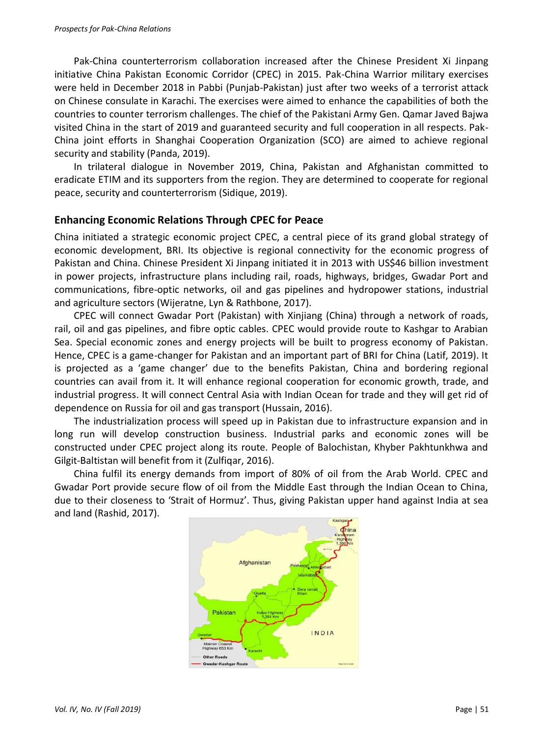Pak-China counterterrorism collaboration increased after the Chinese President Xi Jinpang initiative China Pakistan Economic Corridor (CPEC) in 2015. Pak-China Warrior military exercises were held in December 2018 in Pabbi (Punjab-Pakistan) just after two weeks of a terrorist attack on Chinese consulate in Karachi. The exercises were aimed to enhance the capabilities of both the countries to counter terrorism challenges. The chief of the Pakistani Army Gen. Qamar Javed Bajwa visited China in the start of 2019 and guaranteed security and full cooperation in all respects. Pak-China joint efforts in Shanghai Cooperation Organization (SCO) are aimed to achieve regional security and stability (Panda, 2019).

In trilateral dialogue in November 2019, China, Pakistan and Afghanistan committed to eradicate ETIM and its supporters from the region. They are determined to cooperate for regional peace, security and counterterrorism (Sidique, 2019).

## Enhancing Economic Relations Through CPEC for Peace

China initiated a strategic economic project CPEC, a central piece of its grand global strategy of economic development, BRI. Its objective is regional connectivity for the economic progress of Pakistan and China. Chinese President Xi Jinpang initiated it in 2013 with US$46 billion investment in power projects, infrastructure plans including rail, roads, highways, bridges, Gwadar Port and communications, fibre-optic networks, oil and gas pipelines and hydropower stations, industrial and agriculture sectors (Wijeratne, Lyn & Rathbone, 2017).

CPEC will connect Gwadar Port (Pakistan) with Xinjiang (China) through a network of roads, rail, oil and gas pipelines, and fibre optic cables. CPEC would provide route to Kashgar to Arabian Sea. Special economic zones and energy projects will be built to progress economy of Pakistan. Hence, CPEC is a game-changer for Pakistan and an important part of BRI for China (Latif, 2019). It is projected as a 'game changer' due to the benefits Pakistan, China and bordering regional countries can avail from it. It will enhance regional cooperation for economic growth, trade, and industrial progress. It will connect Central Asia with Indian Ocean for trade and they will get rid of dependence on Russia for oil and gas transport (Hussain, 2016).

The industrialization process will speed up in Pakistan due to infrastructure expansion and in long run will develop construction business. Industrial parks and economic zones will be constructed under CPEC project along its route. People of Balochistan, Khyber Pakhtunkhwa and Gilgit-Baltistan will benefit from it (Zulfiqar, 2016).

China fulfil its energy demands from import of 80% of oil from the Arab World. CPEC and Gwadar Port provide secure flow of oil from the Middle East through the Indian Ocean to China, due to their closeness to 'Strait of Hormuz'. Thus, giving Pakistan upper hand against India at sea and land (Rashid, 2017).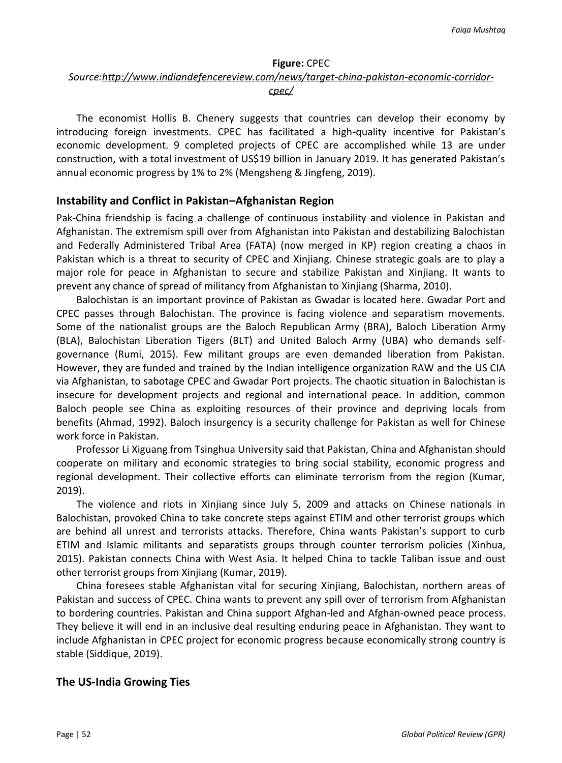**Figure:** CPEC

*Source:[http://www.indiandefencereview.com/news/target-china-pakistan-economic-corridor-cpec/](http://www.indiandefencereview.com/news/target-china-pakistan-economic-corridor-cpec/)*

The economist Hollis B. Chenery suggests that countries can develop their economy by introducing foreign investments. CPEC has facilitated a high-quality incentive for Pakistan's economic development. 9 completed projects of CPEC are accomplished while 13 are under construction, with a total investment of US$19 billion in January 2019. It has generated Pakistan's annual economic progress by 1% to 2% (Mengsheng & Jingfeng, 2019).

## Instability and Conflict in Pakistan–Afghanistan Region

Pak-China friendship is facing a challenge of continuous instability and violence in Pakistan and Afghanistan. The extremism spill over from Afghanistan into Pakistan and destabilizing Balochistan and Federally Administered Tribal Area (FATA) (now merged in KP) region creating a chaos in Pakistan which is a threat to security of CPEC and Xinjiang. Chinese strategic goals are to play a major role for peace in Afghanistan to secure and stabilize Pakistan and Xinjiang. It wants to prevent any chance of spread of militancy from Afghanistan to Xinjiang (Sharma, 2010).

Balochistan is an important province of Pakistan as Gwadar is located here. Gwadar Port and CPEC passes through Balochistan. The province is facing violence and separatism movements. Some of the nationalist groups are the Baloch Republican Army (BRA), Baloch Liberation Army (BLA), Balochistan Liberation Tigers (BLT) and United Baloch Army (UBA) who demands self-governance (Rumi, 2015). Few militant groups are even demanded liberation from Pakistan. However, they are funded and trained by the Indian intelligence organization RAW and the US CIA via Afghanistan, to sabotage CPEC and Gwadar Port projects. The chaotic situation in Balochistan is insecure for development projects and regional and international peace. In addition, common Baloch people see China as exploiting resources of their province and depriving locals from benefits (Ahmad, 1992). Baloch insurgency is a security challenge for Pakistan as well for Chinese work force in Pakistan.

Professor Li Xiguang from Tsinghua University said that Pakistan, China and Afghanistan should cooperate on military and economic strategies to bring social stability, economic progress and regional development. Their collective efforts can eliminate terrorism from the region (Kumar, 2019).

The violence and riots in Xinjiang since July 5, 2009 and attacks on Chinese nationals in Balochistan, provoked China to take concrete steps against ETIM and other terrorist groups which are behind all unrest and terrorists attacks. Therefore, China wants Pakistan's support to curb ETIM and Islamic militants and separatists groups through counter terrorism policies (Xinhua, 2015). Pakistan connects China with West Asia. It helped China to tackle Taliban issue and oust other terrorist groups from Xinjiang (Kumar, 2019).

China foresees stable Afghanistan vital for securing Xinjiang, Balochistan, northern areas of Pakistan and success of CPEC. China wants to prevent any spill over of terrorism from Afghanistan to bordering countries. Pakistan and China support Afghan-led and Afghan-owned peace process. They believe it will end in an inclusive deal resulting enduring peace in Afghanistan. They want to include Afghanistan in CPEC project for economic progress because economically strong country is stable (Siddique, 2019).

## The US-India Growing Ties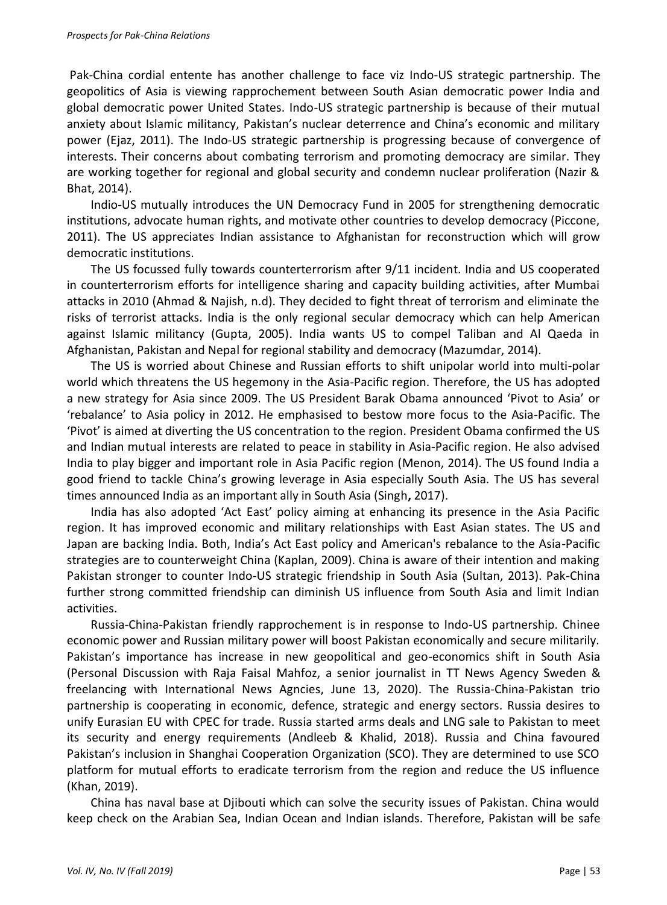Pak-China cordial entente has another challenge to face viz Indo-US strategic partnership. The geopolitics of Asia is viewing rapprochement between South Asian democratic power India and global democratic power United States. Indo-US strategic partnership is because of their mutual anxiety about Islamic militancy, Pakistan's nuclear deterrence and China's economic and military power (Ejaz, 2011). The Indo-US strategic partnership is progressing because of convergence of interests. Their concerns about combating terrorism and promoting democracy are similar. They are working together for regional and global security and condemn nuclear proliferation (Nazir & Bhat, 2014).

Indio-US mutually introduces the UN Democracy Fund in 2005 for strengthening democratic institutions, advocate human rights, and motivate other countries to develop democracy (Piccone, 2011). The US appreciates Indian assistance to Afghanistan for reconstruction which will grow democratic institutions.

The US focussed fully towards counterterrorism after 9/11 incident. India and US cooperated in counterterrorism efforts for intelligence sharing and capacity building activities, after Mumbai attacks in 2010 (Ahmad & Najish, n.d). They decided to fight threat of terrorism and eliminate the risks of terrorist attacks. India is the only regional secular democracy which can help American against Islamic militancy (Gupta, 2005). India wants US to compel Taliban and Al Qaeda in Afghanistan, Pakistan and Nepal for regional stability and democracy (Mazumdar, 2014).

The US is worried about Chinese and Russian efforts to shift unipolar world into multi-polar world which threatens the US hegemony in the Asia-Pacific region. Therefore, the US has adopted a new strategy for Asia since 2009. The US President Barak Obama announced 'Pivot to Asia' or 'rebalance' to Asia policy in 2012. He emphasised to bestow more focus to the Asia-Pacific. The 'Pivot' is aimed at diverting the US concentration to the region. President Obama confirmed the US and Indian mutual interests are related to peace in stability in Asia-Pacific region. He also advised India to play bigger and important role in Asia Pacific region (Menon, 2014). The US found India a good friend to tackle China's growing leverage in Asia especially South Asia. The US has several times announced India as an important ally in South Asia (Singh**,** 2017).

India has also adopted 'Act East' policy aiming at enhancing its presence in the Asia Pacific region. It has improved economic and military relationships with East Asian states. The US and Japan are backing India. Both, India's Act East policy and American's rebalance to the Asia-Pacific strategies are to counterweight China (Kaplan, 2009). China is aware of their intention and making Pakistan stronger to counter Indo-US strategic friendship in South Asia (Sultan, 2013). Pak-China further strong committed friendship can diminish US influence from South Asia and limit Indian activities.

Russia-China-Pakistan friendly rapprochement is in response to Indo-US partnership. Chinee economic power and Russian military power will boost Pakistan economically and secure militarily. Pakistan's importance has increase in new geopolitical and geo-economics shift in South Asia (Personal Discussion with Raja Faisal Mahfoz, a senior journalist in TT News Agency Sweden & freelancing with International News Agncies, June 13, 2020). The Russia-China-Pakistan trio partnership is cooperating in economic, defence, strategic and energy sectors. Russia desires to unify Eurasian EU with CPEC for trade. Russia started arms deals and LNG sale to Pakistan to meet its security and energy requirements (Andleeb & Khalid, 2018). Russia and China favoured Pakistan's inclusion in Shanghai Cooperation Organization (SCO). They are determined to use SCO platform for mutual efforts to eradicate terrorism from the region and reduce the US influence (Khan, 2019).

China has naval base at Djibouti which can solve the security issues of Pakistan. China would keep check on the Arabian Sea, Indian Ocean and Indian islands. Therefore, Pakistan will be safe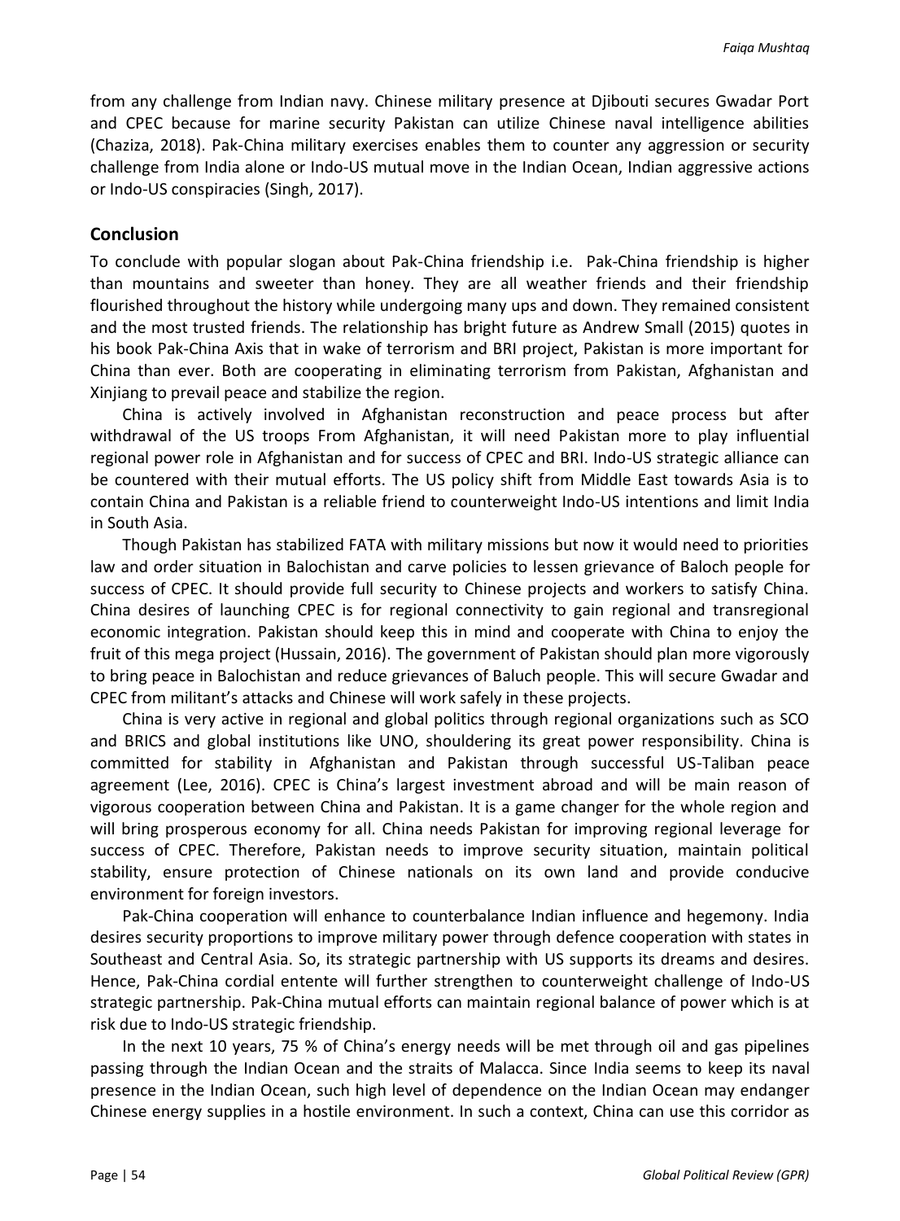from any challenge from Indian navy. Chinese military presence at Djibouti secures Gwadar Port and CPEC because for marine security Pakistan can utilize Chinese naval intelligence abilities (Chaziza, 2018). Pak-China military exercises enables them to counter any aggression or security challenge from India alone or Indo-US mutual move in the Indian Ocean, Indian aggressive actions or Indo-US conspiracies (Singh, 2017).

## Conclusion

To conclude with popular slogan about Pak-China friendship i.e. Pak-China friendship is higher than mountains and sweeter than honey. They are all weather friends and their friendship flourished throughout the history while undergoing many ups and down. They remained consistent and the most trusted friends. The relationship has bright future as Andrew Small (2015) quotes in his book Pak-China Axis that in wake of terrorism and BRI project, Pakistan is more important for China than ever. Both are cooperating in eliminating terrorism from Pakistan, Afghanistan and Xinjiang to prevail peace and stabilize the region.

China is actively involved in Afghanistan reconstruction and peace process but after withdrawal of the US troops From Afghanistan, it will need Pakistan more to play influential regional power role in Afghanistan and for success of CPEC and BRI. Indo-US strategic alliance can be countered with their mutual efforts. The US policy shift from Middle East towards Asia is to contain China and Pakistan is a reliable friend to counterweight Indo-US intentions and limit India in South Asia.

Though Pakistan has stabilized FATA with military missions but now it would need to priorities law and order situation in Balochistan and carve policies to lessen grievance of Baloch people for success of CPEC. It should provide full security to Chinese projects and workers to satisfy China. China desires of launching CPEC is for regional connectivity to gain regional and transregional economic integration. Pakistan should keep this in mind and cooperate with China to enjoy the fruit of this mega project (Hussain, 2016). The government of Pakistan should plan more vigorously to bring peace in Balochistan and reduce grievances of Baluch people. This will secure Gwadar and CPEC from militant's attacks and Chinese will work safely in these projects.

China is very active in regional and global politics through regional organizations such as SCO and BRICS and global institutions like UNO, shouldering its great power responsibility. China is committed for stability in Afghanistan and Pakistan through successful US-Taliban peace agreement (Lee, 2016). CPEC is China's largest investment abroad and will be main reason of vigorous cooperation between China and Pakistan. It is a game changer for the whole region and will bring prosperous economy for all. China needs Pakistan for improving regional leverage for success of CPEC. Therefore, Pakistan needs to improve security situation, maintain political stability, ensure protection of Chinese nationals on its own land and provide conducive environment for foreign investors.

Pak-China cooperation will enhance to counterbalance Indian influence and hegemony. India desires security proportions to improve military power through defence cooperation with states in Southeast and Central Asia. So, its strategic partnership with US supports its dreams and desires. Hence, Pak-China cordial entente will further strengthen to counterweight challenge of Indo-US strategic partnership. Pak-China mutual efforts can maintain regional balance of power which is at risk due to Indo-US strategic friendship.

In the next 10 years, 75 % of China's energy needs will be met through oil and gas pipelines passing through the Indian Ocean and the straits of Malacca. Since India seems to keep its naval presence in the Indian Ocean, such high level of dependence on the Indian Ocean may endanger Chinese energy supplies in a hostile environment. In such a context, China can use this corridor as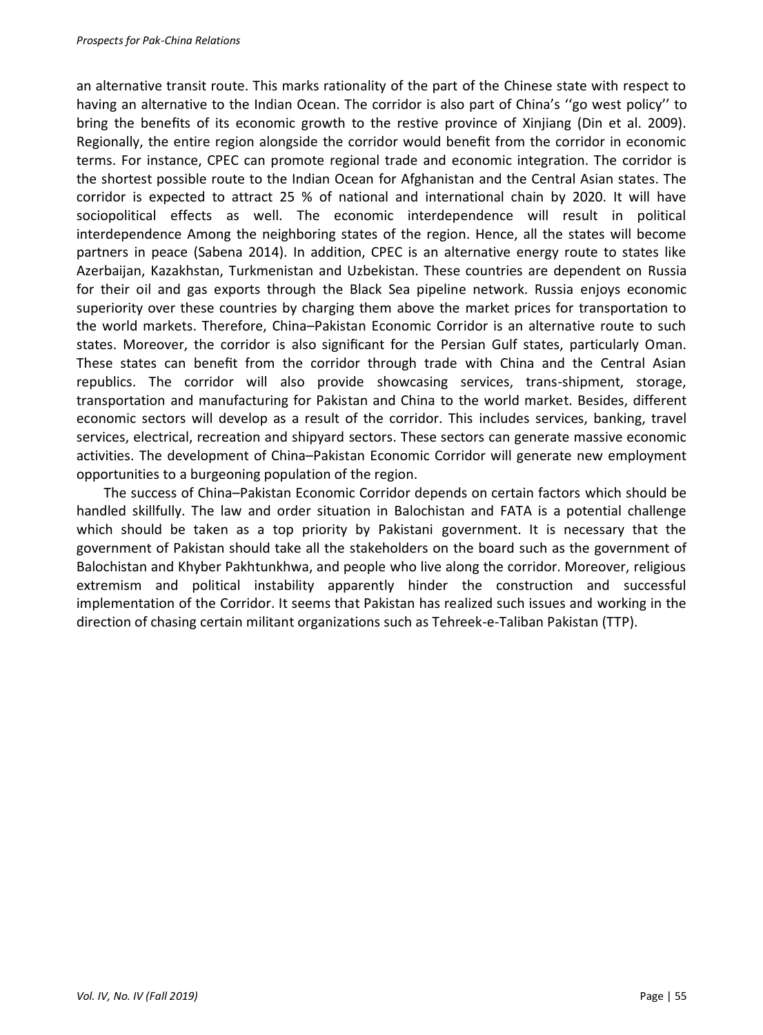an alternative transit route. This marks rationality of the part of the Chinese state with respect to having an alternative to the Indian Ocean. The corridor is also part of China's ''go west policy'' to bring the benefits of its economic growth to the restive province of Xinjiang (Din et al. 2009). Regionally, the entire region alongside the corridor would benefit from the corridor in economic terms. For instance, CPEC can promote regional trade and economic integration. The corridor is the shortest possible route to the Indian Ocean for Afghanistan and the Central Asian states. The corridor is expected to attract 25 % of national and international chain by 2020. It will have sociopolitical effects as well. The economic interdependence will result in political interdependence Among the neighboring states of the region. Hence, all the states will become partners in peace (Sabena 2014). In addition, CPEC is an alternative energy route to states like Azerbaijan, Kazakhstan, Turkmenistan and Uzbekistan. These countries are dependent on Russia for their oil and gas exports through the Black Sea pipeline network. Russia enjoys economic superiority over these countries by charging them above the market prices for transportation to the world markets. Therefore, China–Pakistan Economic Corridor is an alternative route to such states. Moreover, the corridor is also significant for the Persian Gulf states, particularly Oman. These states can benefit from the corridor through trade with China and the Central Asian republics. The corridor will also provide showcasing services, trans-shipment, storage, transportation and manufacturing for Pakistan and China to the world market. Besides, different economic sectors will develop as a result of the corridor. This includes services, banking, travel services, electrical, recreation and shipyard sectors. These sectors can generate massive economic activities. The development of China–Pakistan Economic Corridor will generate new employment opportunities to a burgeoning population of the region.

The success of China–Pakistan Economic Corridor depends on certain factors which should be handled skillfully. The law and order situation in Balochistan and FATA is a potential challenge which should be taken as a top priority by Pakistani government. It is necessary that the government of Pakistan should take all the stakeholders on the board such as the government of Balochistan and Khyber Pakhtunkhwa, and people who live along the corridor. Moreover, religious extremism and political instability apparently hinder the construction and successful implementation of the Corridor. It seems that Pakistan has realized such issues and working in the direction of chasing certain militant organizations such as Tehreek-e-Taliban Pakistan (TTP).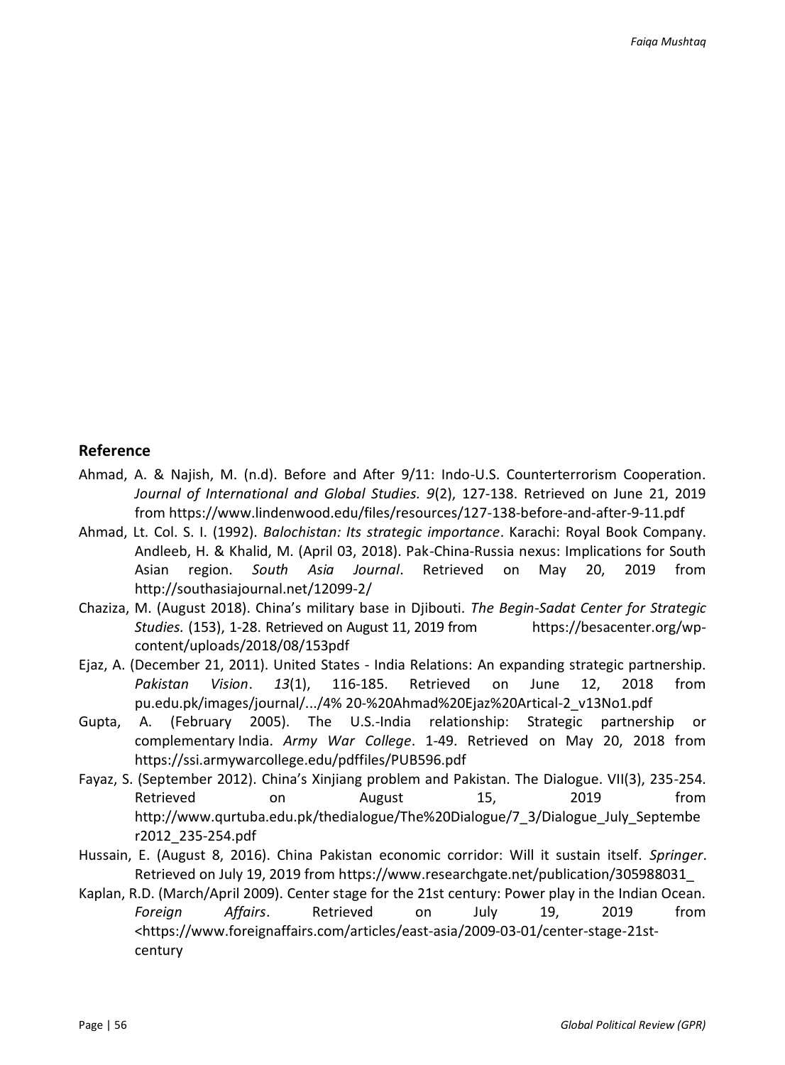## Reference

Ahmad, A. & Najish, M. (n.d). Before and After 9/11: Indo-U.S. Counterterrorism Cooperation. *Journal of International and Global Studies. 9*(2), 127-138. Retrieved on June 21, 2019 from https://www.lindenwood.edu/files/resources/127-138-before-and-after-9-11.pdf

Ahmad, Lt. Col. S. I. (1992). *Balochistan: Its strategic importance*. Karachi: Royal Book Company. Andleeb, H. & Khalid, M. (April 03, 2018). Pak-China-Russia nexus: Implications for South Asian region. *South Asia Journal*. Retrieved on May 20, 2019 from http://southasiajournal.net/12099-2/

Chaziza, M. (August 2018). China's military base in Djibouti. *The Begin-Sadat Center for Strategic Studies.* (153), 1-28. Retrieved on August 11, 2019 from https://besacenter.org/wp-content/uploads/2018/08/153pdf

Ejaz, A. (December 21, 2011). United States - India Relations: An expanding strategic partnership. *Pakistan Vision*. *13*(1), 116-185. Retrieved on June 12, 2018 from pu.edu.pk/images/journal/.../4% 20-%20Ahmad%20Ejaz%20Artical-2_v13No1.pdf

Gupta, A. (February 2005). The U.S.-India relationship: Strategic partnership or complementary India. *Army War College*. 1-49. Retrieved on May 20, 2018 from https://ssi.armywarcollege.edu/pdffiles/PUB596.pdf

Fayaz, S. (September 2012). China's Xinjiang problem and Pakistan. The Dialogue. VII(3), 235-254. Retrieved on August 15, 2019 from http://www.qurtuba.edu.pk/thedialogue/The%20Dialogue/7_3/Dialogue_July_September2012_235-254.pdf

Hussain, E. (August 8, 2016). China Pakistan economic corridor: Will it sustain itself. *Springer*. Retrieved on July 19, 2019 from https://www.researchgate.net/publication/305988031_

Kaplan, R.D. (March/April 2009). Center stage for the 21st century: Power play in the Indian Ocean. *Foreign Affairs*. Retrieved on July 19, 2019 from <https://www.foreignaffairs.com/articles/east-asia/2009-03-01/center-stage-21st-century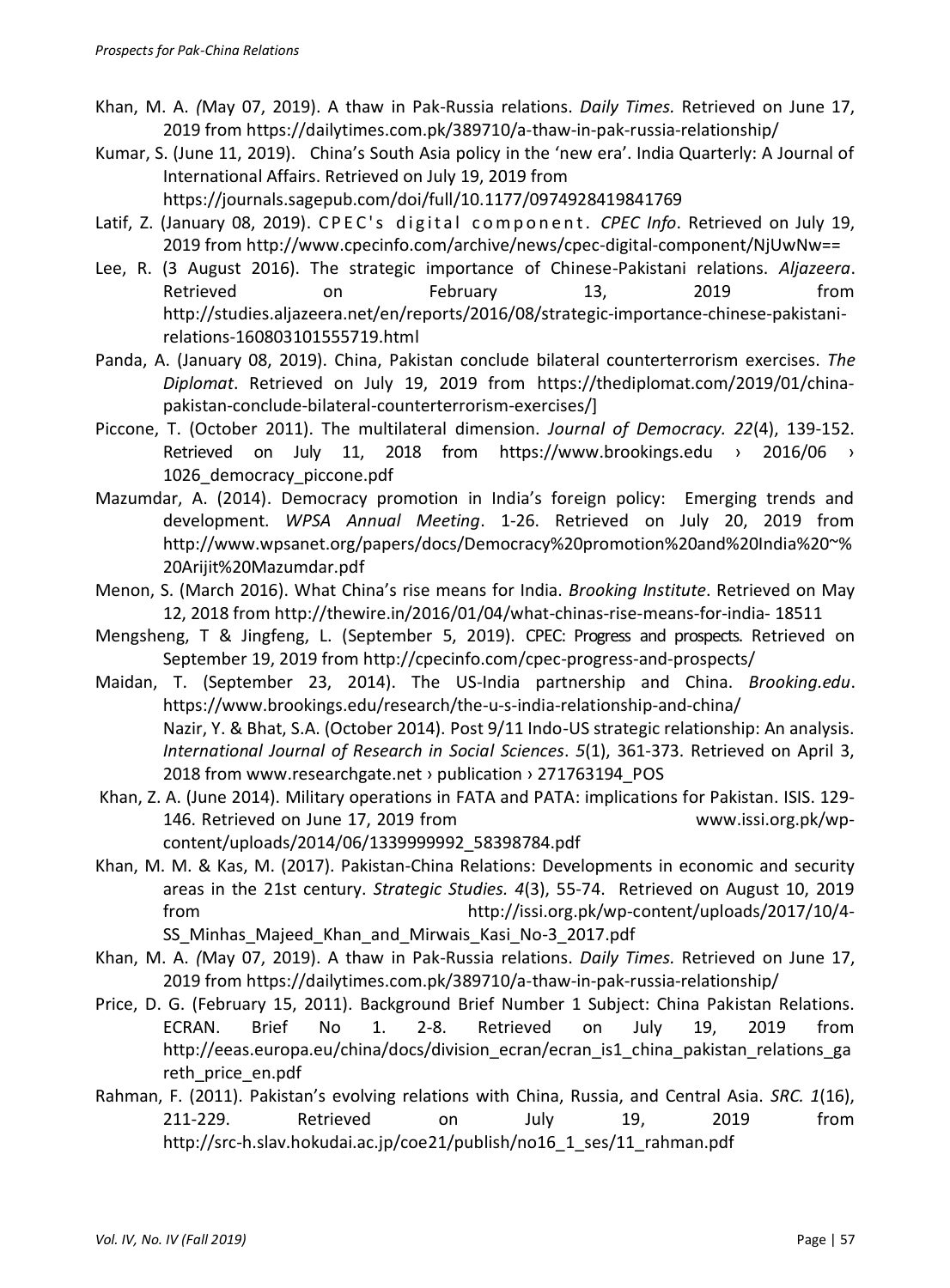Khan, M. A. *(*May 07, 2019). A thaw in Pak-Russia relations. *Daily Times.* Retrieved on June 17, 2019 from https://dailytimes.com.pk/389710/a-thaw-in-pak-russia-relationship/

Kumar, S. (June 11, 2019). China's South Asia policy in the 'new era'. India Quarterly: A Journal of International Affairs. Retrieved on July 19, 2019 from https://journals.sagepub.com/doi/full/10.1177/0974928419841769

Latif, Z. (January 08, 2019). CPEC's digital component. *CPEC Info*. Retrieved on July 19, 2019 from http://www.cpecinfo.com/archive/news/cpec-digital-component/NjUwNw==

Lee, R. (3 August 2016). The strategic importance of Chinese-Pakistani relations. *Aljazeera*. Retrieved on February 13, 2019 from http://studies.aljazeera.net/en/reports/2016/08/strategic-importance-chinese-pakistani-relations-160803101555719.html

Panda, A. (January 08, 2019). China, Pakistan conclude bilateral counterterrorism exercises. *The Diplomat*. Retrieved on July 19, 2019 from https://thediplomat.com/2019/01/china-pakistan-conclude-bilateral-counterterrorism-exercises/]

Piccone, T. (October 2011). The multilateral dimension. *Journal of Democracy. 22*(4), 139-152. Retrieved on July 11, 2018 from https://www.brookings.edu › 2016/06 › 1026_democracy_piccone.pdf

Mazumdar, A. (2014). Democracy promotion in India's foreign policy: Emerging trends and development. *WPSA Annual Meeting*. 1-26. Retrieved on July 20, 2019 from http://www.wpsanet.org/papers/docs/Democracy%20promotion%20and%20India%20~%20Arijit%20Mazumdar.pdf

Menon, S. (March 2016). What China's rise means for India. *Brooking Institute*. Retrieved on May 12, 2018 from http://thewire.in/2016/01/04/what-chinas-rise-means-for-india- 18511

Mengsheng, T & Jingfeng, L. (September 5, 2019). CPEC: Progress and prospects. Retrieved on September 19, 2019 from http://cpecinfo.com/cpec-progress-and-prospects/

Maidan, T. (September 23, 2014). The US-India partnership and China. *Brooking.edu*. https://www.brookings.edu/research/the-u-s-india-relationship-and-china/
Nazir, Y. & Bhat, S.A. (October 2014). Post 9/11 Indo-US strategic relationship: An analysis. *International Journal of Research in Social Sciences*. *5*(1), 361-373. Retrieved on April 3, 2018 from www.researchgate.net › publication › 271763194_POS

Khan, Z. A. (June 2014). Military operations in FATA and PATA: implications for Pakistan. ISIS. 129-146. Retrieved on June 17, 2019 from www.issi.org.pk/wp-content/uploads/2014/06/1339999992_58398784.pdf

Khan, M. M. & Kas, M. (2017). Pakistan-China Relations: Developments in economic and security areas in the 21st century. *Strategic Studies. 4*(3), 55-74. Retrieved on August 10, 2019 from http://issi.org.pk/wp-content/uploads/2017/10/4-SS_Minhas_Majeed_Khan_and_Mirwais_Kasi_No-3_2017.pdf

Khan, M. A. *(*May 07, 2019). A thaw in Pak-Russia relations. *Daily Times.* Retrieved on June 17, 2019 from https://dailytimes.com.pk/389710/a-thaw-in-pak-russia-relationship/

Price, D. G. (February 15, 2011). Background Brief Number 1 Subject: China Pakistan Relations. ECRAN. Brief No 1. 2-8. Retrieved on July 19, 2019 from http://eeas.europa.eu/china/docs/division_ecran/ecran_is1_china_pakistan_relations_gareth_price_en.pdf

Rahman, F. (2011). Pakistan's evolving relations with China, Russia, and Central Asia. *SRC. 1*(16), 211-229. Retrieved on July 19, 2019 from http://src-h.slav.hokudai.ac.jp/coe21/publish/no16_1_ses/11_rahman.pdf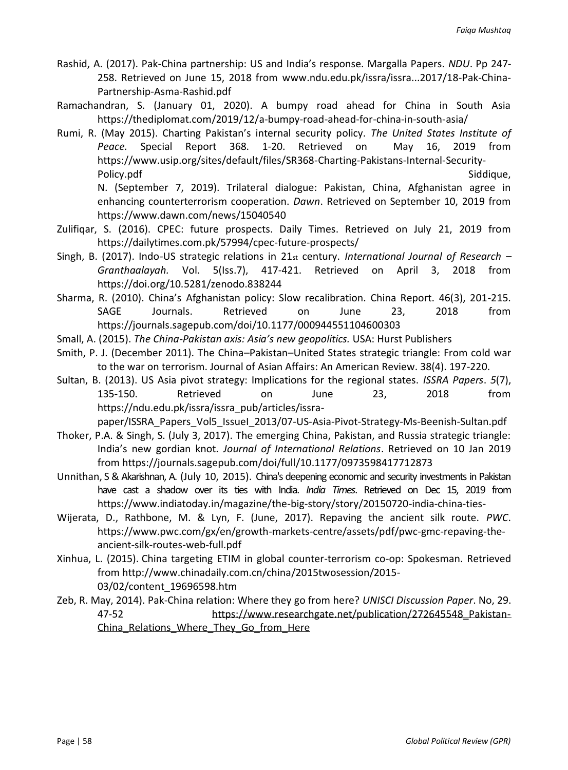Rashid, A. (2017). Pak-China partnership: US and India's response. Margalla Papers. *NDU*. Pp 247-258. Retrieved on June 15, 2018 from www.ndu.edu.pk/issra/issra...2017/18-Pak-China-Partnership-Asma-Rashid.pdf

Ramachandran, S. (January 01, 2020). A bumpy road ahead for China in South Asia https://thediplomat.com/2019/12/a-bumpy-road-ahead-for-china-in-south-asia/

Rumi, R. (May 2015). Charting Pakistan's internal security policy. *The United States Institute of Peace.* Special Report 368. 1-20. Retrieved on May 16, 2019 from https://www.usip.org/sites/default/files/SR368-Charting-Pakistans-Internal-Security-Policy.pdf

Siddique, N. (September 7, 2019). Trilateral dialogue: Pakistan, China, Afghanistan agree in enhancing counterterrorism cooperation. *Dawn*. Retrieved on September 10, 2019 from https://www.dawn.com/news/15040540

Zulifiqar, S. (2016). CPEC: future prospects. Daily Times. Retrieved on July 21, 2019 from https://dailytimes.com.pk/57994/cpec-future-prospects/

Singh, B. (2017). Indo-US strategic relations in 21st century. *International Journal of Research – Granthaalayah.* Vol. 5(Iss.7), 417-421. Retrieved on April 3, 2018 from https://doi.org/10.5281/zenodo.838244

Sharma, R. (2010). China's Afghanistan policy: Slow recalibration. China Report. 46(3), 201-215. SAGE Journals. Retrieved on June 23, 2018 from https://journals.sagepub.com/doi/10.1177/000944551104600303

Small, A. (2015). *The China-Pakistan axis: Asia's new geopolitics.* USA: Hurst Publishers

Smith, P. J. (December 2011). The China–Pakistan–United States strategic triangle: From cold war to the war on terrorism. Journal of Asian Affairs: An American Review. 38(4). 197-220.

Sultan, B. (2013). US Asia pivot strategy: Implications for the regional states. *ISSRA Papers*. *5*(7), 135-150. Retrieved on June 23, 2018 from https://ndu.edu.pk/issra/issra_pub/articles/issra-paper/ISSRA_Papers_Vol5_IssueI_2013/07-US-Asia-Pivot-Strategy-Ms-Beenish-Sultan.pdf

Thoker, P.A. & Singh, S. (July 3, 2017). The emerging China, Pakistan, and Russia strategic triangle: India's new gordian knot. *Journal of International Relations*. Retrieved on 10 Jan 2019 from https://journals.sagepub.com/doi/full/10.1177/0973598417712873

Unnithan, S & Akarishnan, A. (July 10, 2015). China's deepening economic and security investments in Pakistan have cast a shadow over its ties with India. *India Times*. Retrieved on Dec 15, 2019 from https://www.indiatoday.in/magazine/the-big-story/story/20150720-india-china-ties-

Wijerata, D., Rathbone, M. & Lyn, F. (June, 2017). Repaving the ancient silk route. *PWC*. https://www.pwc.com/gx/en/growth-markets-centre/assets/pdf/pwc-gmc-repaving-the-ancient-silk-routes-web-full.pdf

Xinhua, L. (2015). China targeting ETIM in global counter-terrorism co-op: Spokesman. Retrieved from http://www.chinadaily.com.cn/china/2015twosession/2015-03/02/content_19696598.htm

Zeb, R. May, 2014). Pak-China relation: Where they go from here? *UNISCI Discussion Paper*. No, 29. 47-52 https://www.researchgate.net/publication/272645548_Pakistan-China_Relations_Where_They_Go_from_Here